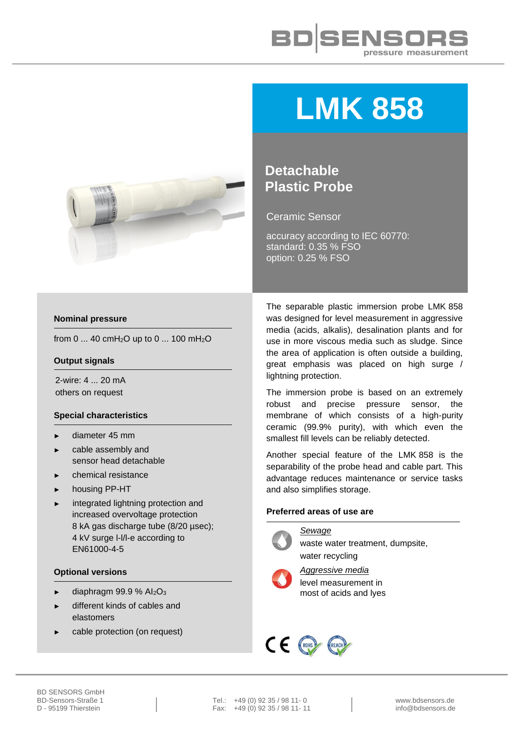# LMK 858

## Detachable Plastic Probe

Ceramic Sensor

accuracy according to IEC 60770:
standard: 0.35 % FSO
option: 0.25 % FSO

### Nominal pressure

from 0 ... 40 cm$H_2O$ up to 0 ... 100 m$H_2O$

### Output signals

2-wire: 4 ... 20 mA
others on request

### Special characteristics

- diameter 45 mm
- cable assembly and sensor head detachable
- chemical resistance
- housing PP-HT
- integrated lightning protection and increased overvoltage protection 8 kA gas discharge tube (8/20 µsec); 4 kV surge l-l/l-e according to EN61000-4-5

### Optional versions

- diaphragm 99.9 % $Al_2O_3$
- different kinds of cables and elastomers
- cable protection (on request)

The separable plastic immersion probe LMK 858 was designed for level measurement in aggressive media (acids, alkalis), desalination plants and for use in more viscous media such as sludge. Since the area of application is often outside a building, great emphasis was placed on high surge / lightning protection.

The immersion probe is based on an extremely robust and precise pressure sensor, the membrane of which consists of a high-purity ceramic (99.9% purity), with which even the smallest fill levels can be reliably detected.

Another special feature of the LMK 858 is the separability of the probe head and cable part. This advantage reduces maintenance or service tasks and also simplifies storage.

### Preferred areas of use are

*Sewage*
waste water treatment, dumpsite, water recycling

*Aggressive media*
level measurement in most of acids and lyes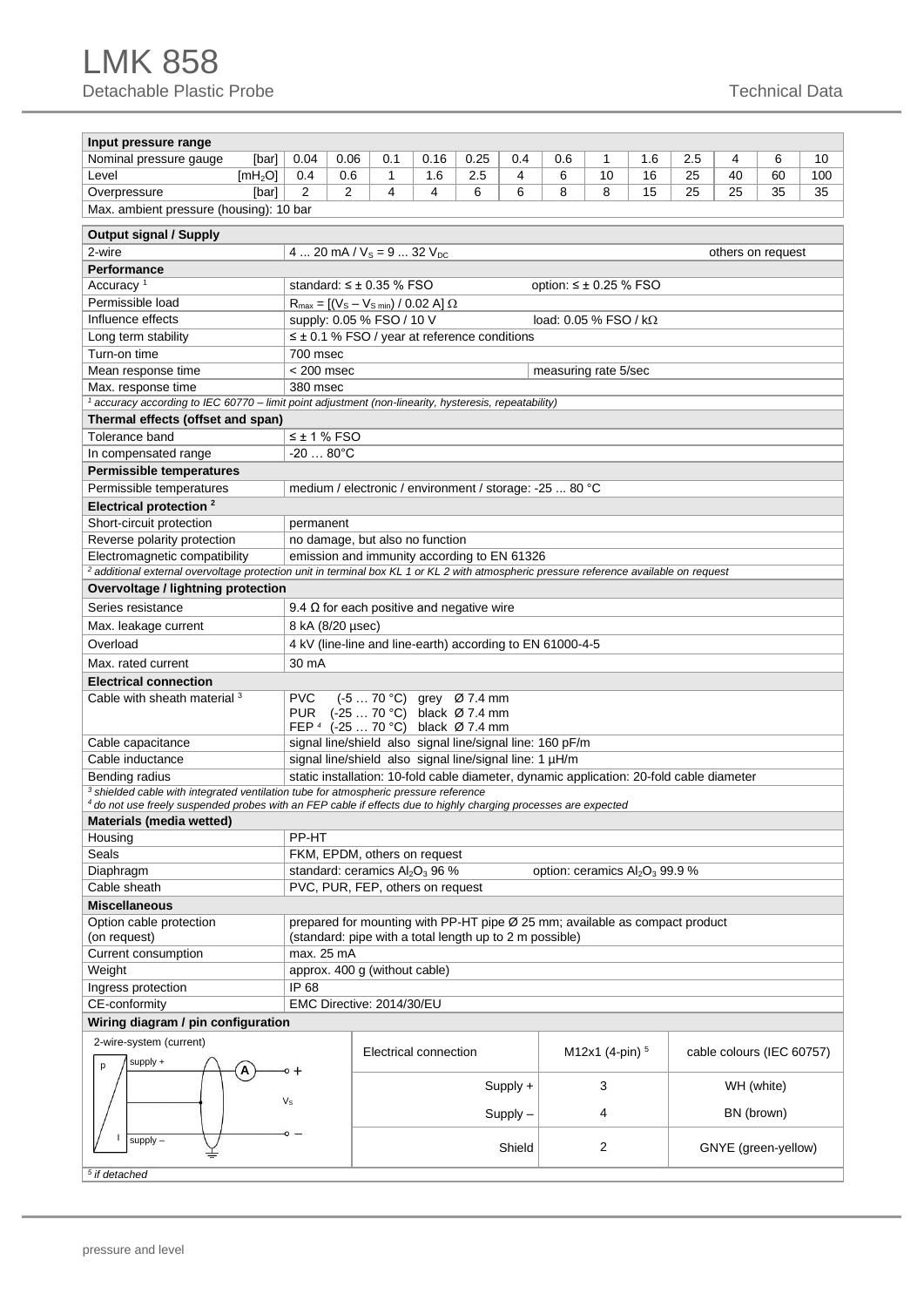# LMK 858

Detachable Plastic Probe

Technical Data

| Input pressure range | | | | | | | | | | | | | | |
|---|---|---|---|---|---|---|---|---|---|---|---|---|---|---|
| Nominal pressure gauge [bar] | 0.04 | 0.06 | 0.1 | 0.16 | 0.25 | 0.4 | 0.6 | 1 | 1.6 | 2.5 | 4 | 6 | 10 |
| Level [$mH_2O$] | 0.4 | 0.6 | 1 | 1.6 | 2.5 | 4 | 6 | 10 | 16 | 25 | 40 | 60 | 100 |
| Overpressure [bar] | 2 | 2 | 4 | 4 | 6 | 6 | 8 | 8 | 15 | 25 | 25 | 35 | 35 |
| Max. ambient pressure (housing): 10 bar | | | | | | | | | | | | | |

| Output signal / Supply | |
|---|---|
| 2-wire | 4 ... 20 mA / $V_S$ = 9 ... 32 $V_{DC}$ — others on request |
| **Performance** | |
| Accuracy [1] | standard: ≤ ± 0.35 % FSO — option: ≤ ± 0.25 % FSO |
| Permissible load | $R_{max} = [(V_S - V_{S\,min}) / 0.02\,A]\,\Omega$ |
| Influence effects | supply: 0.05 % FSO / 10 V — load: 0.05 % FSO / kΩ |
| Long term stability | ≤ ± 0.1 % FSO / year at reference conditions |
| Turn-on time | 700 msec |
| Mean response time | < 200 msec — measuring rate 5/sec |
| Max. response time | 380 msec |

[1] *accuracy according to IEC 60770 – limit point adjustment (non-linearity, hysteresis, repeatability)*

| Thermal effects (offset and span) | |
|---|---|
| Tolerance band | ≤ ± 1 % FSO |
| In compensated range | -20 … 80°C |
| **Permissible temperatures** | |
| Permissible temperatures | medium / electronic / environment / storage: -25 ... 80 °C |
| **Electrical protection [2]** | |
| Short-circuit protection | permanent |
| Reverse polarity protection | no damage, but also no function |
| Electromagnetic compatibility | emission and immunity according to EN 61326 |

[2] *additional external overvoltage protection unit in terminal box KL 1 or KL 2 with atmospheric pressure reference available on request*

| Overvoltage / lightning protection | |
|---|---|
| Series resistance | 9.4 Ω for each positive and negative wire |
| Max. leakage current | 8 kA (8/20 µsec) |
| Overload | 4 kV (line-line and line-earth) according to EN 61000-4-5 |
| Max. rated current | 30 mA |
| **Electrical connection** | |
| Cable with sheath material [3] | PVC (-5 … 70 °C) grey Ø 7.4 mm<br>PUR (-25 … 70 °C) black Ø 7.4 mm<br>FEP [4] (-25 … 70 °C) black Ø 7.4 mm |
| Cable capacitance | signal line/shield also signal line/signal line: 160 pF/m |
| Cable inductance | signal line/shield also signal line/signal line: 1 µH/m |
| Bending radius | static installation: 10-fold cable diameter, dynamic application: 20-fold cable diameter |

[3] *shielded cable with integrated ventilation tube for atmospheric pressure reference*
[4] *do not use freely suspended probes with an FEP cable if effects due to highly charging processes are expected*

| Materials (media wetted) | |
|---|---|
| Housing | PP-HT |
| Seals | FKM, EPDM, others on request |
| Diaphragm | standard: ceramics $Al_2O_3$ 96 % — option: ceramics $Al_2O_3$ 99.9 % |
| Cable sheath | PVC, PUR, FEP, others on request |
| **Miscellaneous** | |
| Option cable protection (on request) | prepared for mounting with PP-HT pipe Ø 25 mm; available as compact product (standard: pipe with a total length up to 2 m possible) |
| Current consumption | max. 25 mA |
| Weight | approx. 400 g (without cable) |
| Ingress protection | IP 68 |
| CE-conformity | EMC Directive: 2014/30/EU |

**Wiring diagram / pin configuration**

2-wire-system (current)

| Electrical connection | M12x1 (4-pin) [5] | cable colours (IEC 60757) |
|---|---|---|
| Supply + | 3 | WH (white) |
| Supply – | 4 | BN (brown) |
| Shield | 2 | GNYE (green-yellow) |

[5] *if detached*

pressure and level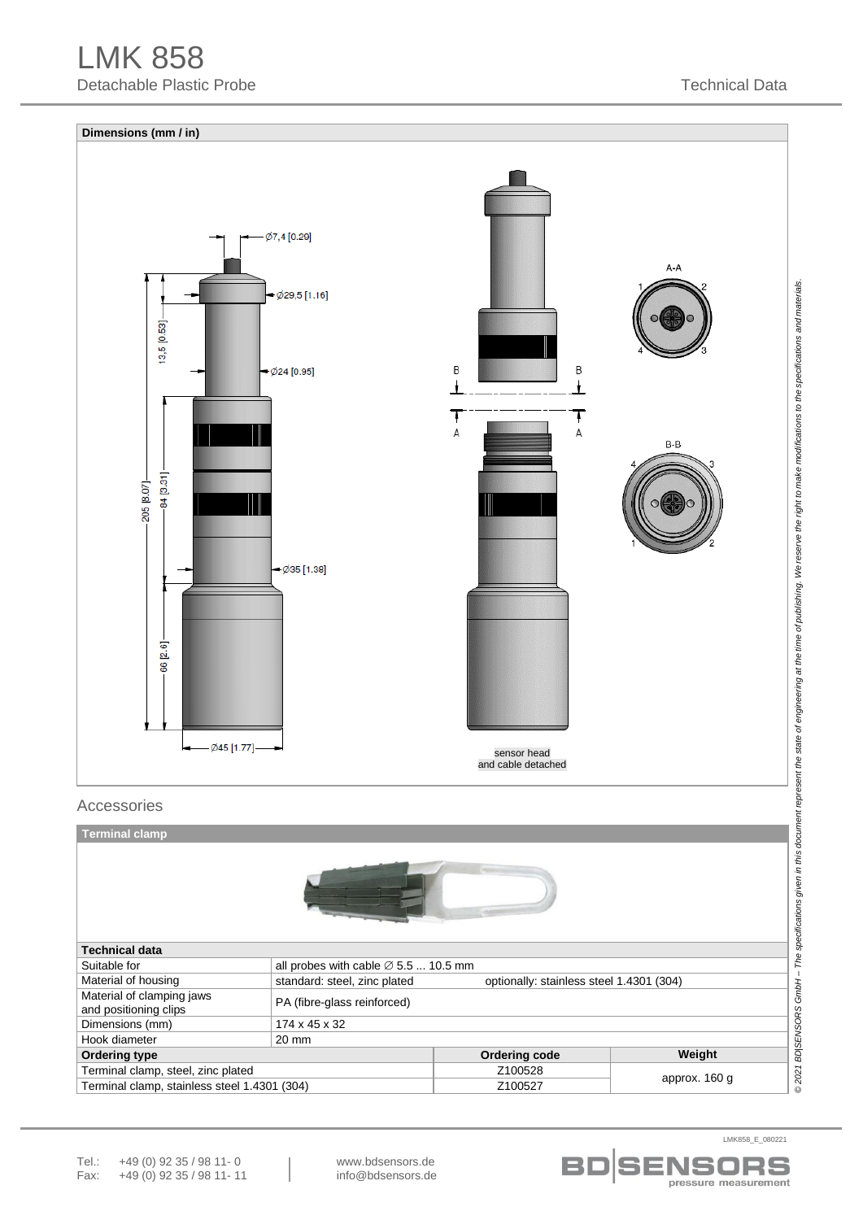# LMK 858

Detachable Plastic Probe

Technical Data

## Dimensions (mm / in)

Ø7,4 [0.29]

Ø29,5 [1.16]

13,5 [0.53]

Ø24 [0.95]

205 [8.07]

84 [3.31]

Ø35 [1.38]

66 [2.6]

Ø45 [1.77]

A-A

B-B

sensor head and cable detached

## Accessories

### Terminal clamp

| Technical data | | | |
|---|---|---|---|
| Suitable for | all probes with cable ∅ 5.5 ... 10.5 mm | | |
| Material of housing | standard: steel, zinc plated | optionally: stainless steel 1.4301 (304) | |
| Material of clamping jaws and positioning clips | PA (fibre-glass reinforced) | | |
| Dimensions (mm) | 174 x 45 x 32 | | |
| Hook diameter | 20 mm | | |

| Ordering type | Ordering code | Weight |
|---|---|---|
| Terminal clamp, steel, zinc plated | Z100528 | approx. 160 g |
| Terminal clamp, stainless steel 1.4301 (304) | Z100527 | |

*© 2021 BD|SENSORS GmbH – The specifications given in this document represent the state of engineering at the time of publishing. We reserve the right to make modifications to the specifications and materials.*

LMK858_E_080221

Tel.: +49 (0) 92 35 / 98 11- 0
Fax: +49 (0) 92 35 / 98 11- 11

www.bdsensors.de
info@bdsensors.de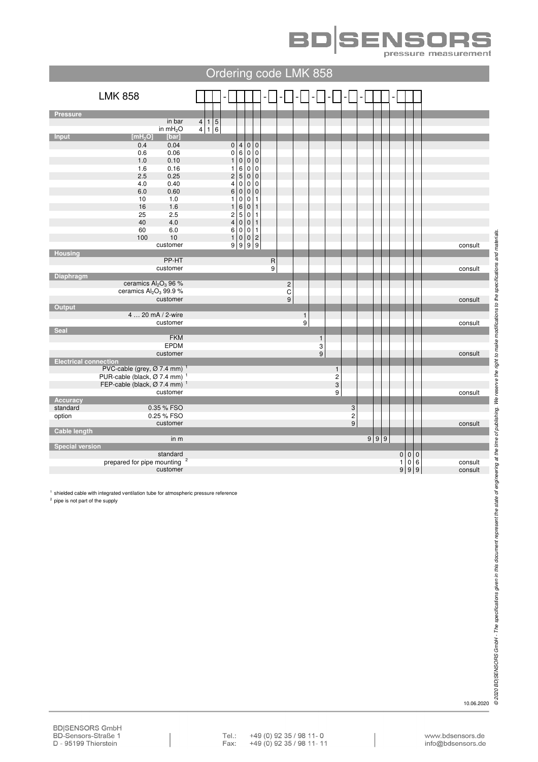# Ordering code LMK 858

LMK 858 ☐☐☐ - ☐☐☐☐ - ☐ - ☐ - ☐ - ☐ - ☐ - ☐ - ☐☐☐ - ☐☐☐

| | | Code | |
|---|---|---|---|
| **Pressure** | | | |
| | in bar | 4 1 5 | |
| | in $mH_2O$ | 4 1 6 | |
| **Input** $[mH_2O]$ | [bar] | | |
| 0.4 | 0.04 | 0 4 0 0 | |
| 0.6 | 0.06 | 0 6 0 0 | |
| 1.0 | 0.10 | 1 0 0 0 | |
| 1.6 | 0.16 | 1 6 0 0 | |
| 2.5 | 0.25 | 2 5 0 0 | |
| 4.0 | 0.40 | 4 0 0 0 | |
| 6.0 | 0.60 | 6 0 0 0 | |
| 10 | 1.0 | 1 0 0 1 | |
| 16 | 1.6 | 1 6 0 1 | |
| 25 | 2.5 | 2 5 0 1 | |
| 40 | 4.0 | 4 0 0 1 | |
| 60 | 6.0 | 6 0 0 1 | |
| 100 | 10 | 1 0 0 2 | |
| | customer | 9 9 9 9 | consult |
| **Housing** | | | |
| | PP-HT | R | |
| | customer | 9 | consult |
| **Diaphragm** | | | |
| | ceramics $Al_2O_3$ 96 % | 2 | |
| | ceramics $Al_2O_3$ 99.9 % | C | |
| | customer | 9 | consult |
| **Output** | | | |
| | 4 … 20 mA / 2-wire | 1 | |
| | customer | 9 | consult |
| **Seal** | | | |
| | FKM | 1 | |
| | EPDM | 3 | |
| | customer | 9 | consult |
| **Electrical connection** | | | |
| | PVC-cable (grey, Ø 7.4 mm) [1] | 1 | |
| | PUR-cable (black, Ø 7.4 mm) [1] | 2 | |
| | FEP-cable (black, Ø 7.4 mm) [1] | 3 | |
| | customer | 9 | consult |
| **Accuracy** | | | |
| standard | 0.35 % FSO | 3 | |
| option | 0.25 % FSO | 2 | |
| | customer | 9 | consult |
| **Cable length** | | | |
| | in m | 9 9 9 | |
| **Special version** | | | |
| | standard | 0 0 0 | |
| | prepared for pipe mounting [2] | 1 0 6 | consult |
| | customer | 9 9 9 | consult |

[1] shielded cable with integrated ventilation tube for atmospheric pressure reference

[2] pipe is not part of the supply

10.06.2020

© 2020 BD|SENSORS GmbH - The specifications given in this document represent the state of engineering at the time of publishing. We reserve the right to make modifications to the specifications and materials.

BD|SENSORS GmbH
BD-Sensors-Straße 1
D - 95199 Thierstein

Tel.: +49 (0) 92 35 / 98 11- 0
Fax: +49 (0) 92 35 / 98 11- 11

www.bdsensors.de
info@bdsensors.de